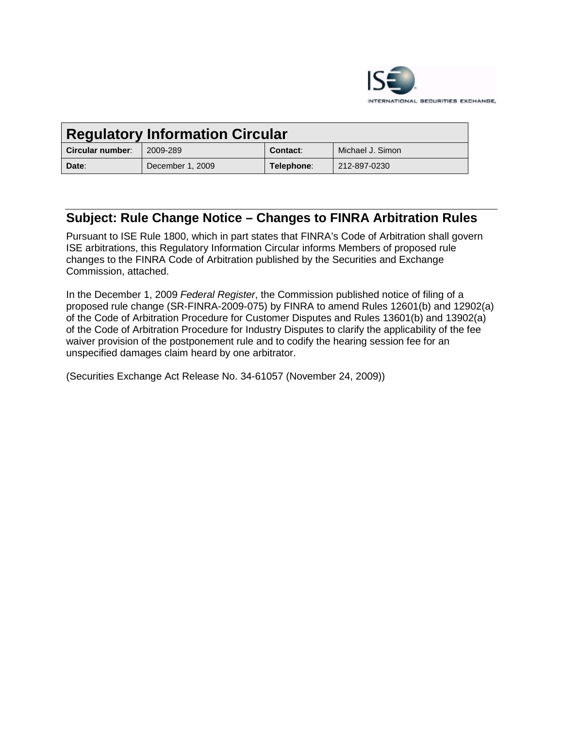# Regulatory Information Circular

| Circular number: | 2009-289 | Contact: | Michael J. Simon |
|---|---|---|---|
| Date: | December 1, 2009 | Telephone: | 212-897-0230 |

## Subject: Rule Change Notice – Changes to FINRA Arbitration Rules

Pursuant to ISE Rule 1800, which in part states that FINRA's Code of Arbitration shall govern ISE arbitrations, this Regulatory Information Circular informs Members of proposed rule changes to the FINRA Code of Arbitration published by the Securities and Exchange Commission, attached.

In the December 1, 2009 *Federal Register*, the Commission published notice of filing of a proposed rule change (SR-FINRA-2009-075) by FINRA to amend Rules 12601(b) and 12902(a) of the Code of Arbitration Procedure for Customer Disputes and Rules 13601(b) and 13902(a) of the Code of Arbitration Procedure for Industry Disputes to clarify the applicability of the fee waiver provision of the postponement rule and to codify the hearing session fee for an unspecified damages claim heard by one arbitrator.

(Securities Exchange Act Release No. 34-61057 (November 24, 2009))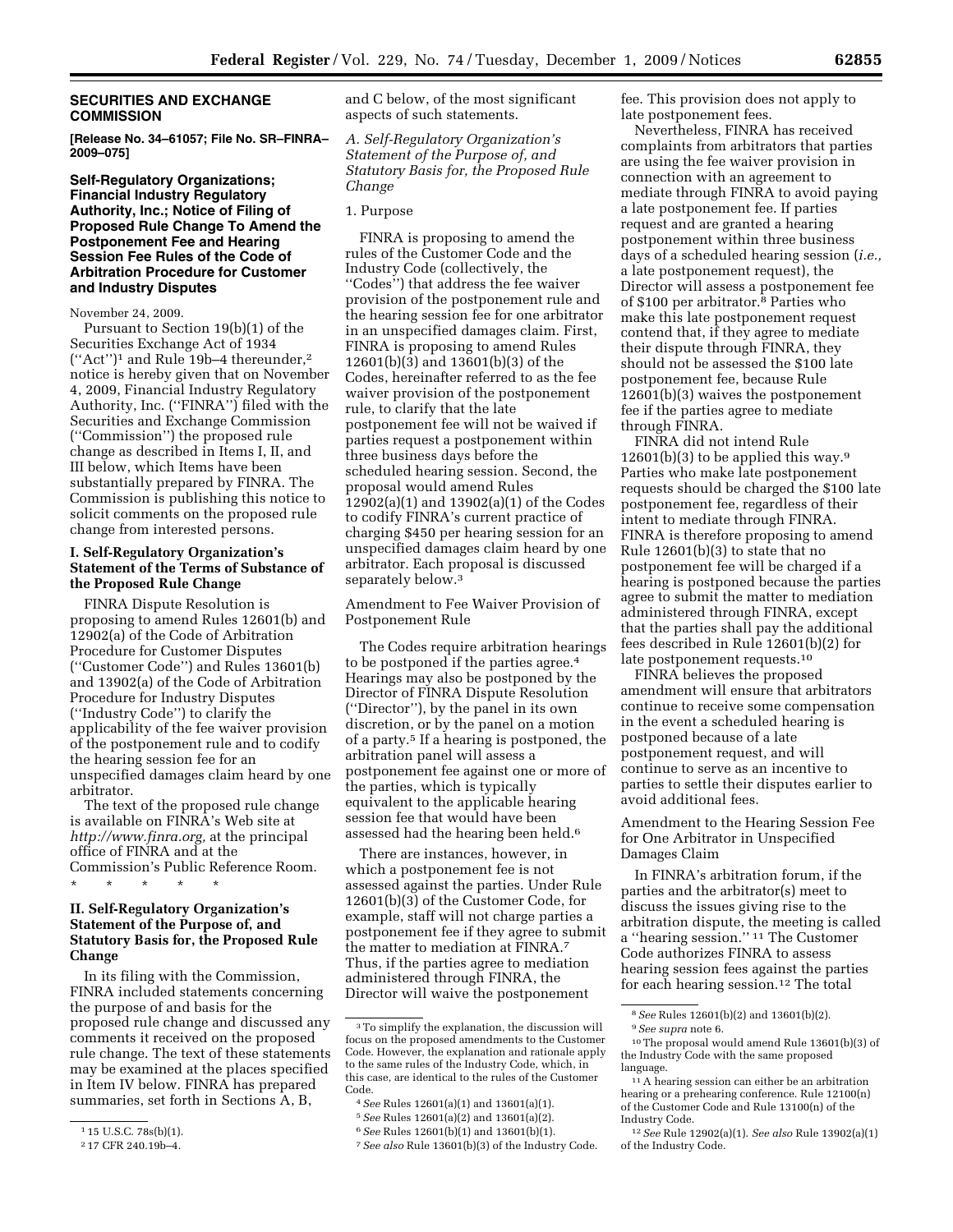## SECURITIES AND EXCHANGE COMMISSION

**[Release No. 34–61057; File No. SR–FINRA–2009–075]**

### Self-Regulatory Organizations; Financial Industry Regulatory Authority, Inc.; Notice of Filing of Proposed Rule Change To Amend the Postponement Fee and Hearing Session Fee Rules of the Code of Arbitration Procedure for Customer and Industry Disputes

November 24, 2009.

Pursuant to Section 19(b)(1) of the Securities Exchange Act of 1934 (''Act'')[1] and Rule 19b–4 thereunder,[2] notice is hereby given that on November 4, 2009, Financial Industry Regulatory Authority, Inc. (''FINRA'') filed with the Securities and Exchange Commission (''Commission'') the proposed rule change as described in Items I, II, and III below, which Items have been substantially prepared by FINRA. The Commission is publishing this notice to solicit comments on the proposed rule change from interested persons.

#### I. Self-Regulatory Organization's Statement of the Terms of Substance of the Proposed Rule Change

FINRA Dispute Resolution is proposing to amend Rules 12601(b) and 12902(a) of the Code of Arbitration Procedure for Customer Disputes (''Customer Code'') and Rules 13601(b) and 13902(a) of the Code of Arbitration Procedure for Industry Disputes (''Industry Code'') to clarify the applicability of the fee waiver provision of the postponement rule and to codify the hearing session fee for an unspecified damages claim heard by one arbitrator.

The text of the proposed rule change is available on FINRA's Web site at *http://www.finra.org,* at the principal office of FINRA and at the Commission's Public Reference Room.

\* \* \* \* \*

#### II. Self-Regulatory Organization's Statement of the Purpose of, and Statutory Basis for, the Proposed Rule Change

In its filing with the Commission, FINRA included statements concerning the purpose of and basis for the proposed rule change and discussed any comments it received on the proposed rule change. The text of these statements may be examined at the places specified in Item IV below. FINRA has prepared summaries, set forth in Sections A, B, and C below, of the most significant aspects of such statements.

*A. Self-Regulatory Organization's Statement of the Purpose of, and Statutory Basis for, the Proposed Rule Change*

1. Purpose

FINRA is proposing to amend the rules of the Customer Code and the Industry Code (collectively, the ''Codes'') that address the fee waiver provision of the postponement rule and the hearing session fee for one arbitrator in an unspecified damages claim. First, FINRA is proposing to amend Rules 12601(b)(3) and 13601(b)(3) of the Codes, hereinafter referred to as the fee waiver provision of the postponement rule, to clarify that the late postponement fee will not be waived if parties request a postponement within three business days before the scheduled hearing session. Second, the proposal would amend Rules 12902(a)(1) and 13902(a)(1) of the Codes to codify FINRA's current practice of charging $450 per hearing session for an unspecified damages claim heard by one arbitrator. Each proposal is discussed separately below.[3]

Amendment to Fee Waiver Provision of Postponement Rule

The Codes require arbitration hearings to be postponed if the parties agree.[4] Hearings may also be postponed by the Director of FINRA Dispute Resolution (''Director''), by the panel in its own discretion, or by the panel on a motion of a party.[5] If a hearing is postponed, the arbitration panel will assess a postponement fee against one or more of the parties, which is typically equivalent to the applicable hearing session fee that would have been assessed had the hearing been held.[6]

There are instances, however, in which a postponement fee is not assessed against the parties. Under Rule 12601(b)(3) of the Customer Code, for example, staff will not charge parties a postponement fee if they agree to submit the matter to mediation at FINRA.[7] Thus, if the parties agree to mediation administered through FINRA, the Director will waive the postponement fee. This provision does not apply to late postponement fees.

Nevertheless, FINRA has received complaints from arbitrators that parties are using the fee waiver provision in connection with an agreement to mediate through FINRA to avoid paying a late postponement fee. If parties request and are granted a hearing postponement within three business days of a scheduled hearing session (*i.e.,* a late postponement request), the Director will assess a postponement fee of $100 per arbitrator.[8] Parties who make this late postponement request contend that, if they agree to mediate their dispute through FINRA, they should not be assessed the $100 late postponement fee, because Rule 12601(b)(3) waives the postponement fee if the parties agree to mediate through FINRA.

FINRA did not intend Rule 12601(b)(3) to be applied this way.[9] Parties who make late postponement requests should be charged the $100 late postponement fee, regardless of their intent to mediate through FINRA. FINRA is therefore proposing to amend Rule 12601(b)(3) to state that no postponement fee will be charged if a hearing is postponed because the parties agree to submit the matter to mediation administered through FINRA, except that the parties shall pay the additional fees described in Rule 12601(b)(2) for late postponement requests.[10]

FINRA believes the proposed amendment will ensure that arbitrators continue to receive some compensation in the event a scheduled hearing is postponed because of a late postponement request, and will continue to serve as an incentive to parties to settle their disputes earlier to avoid additional fees.

Amendment to the Hearing Session Fee for One Arbitrator in Unspecified Damages Claim

In FINRA's arbitration forum, if the parties and the arbitrator(s) meet to discuss the issues giving rise to the arbitration dispute, the meeting is called a ''hearing session.''[11] The Customer Code authorizes FINRA to assess hearing session fees against the parties for each hearing session.[12] The total

---

[1] 15 U.S.C. 78s(b)(1).

[2] 17 CFR 240.19b–4.

[3] To simplify the explanation, the discussion will focus on the proposed amendments to the Customer Code. However, the explanation and rationale apply to the same rules of the Industry Code, which, in this case, are identical to the rules of the Customer Code.

[4] *See* Rules 12601(a)(1) and 13601(a)(1).

[5] *See* Rules 12601(a)(2) and 13601(a)(2).

[6] *See* Rules 12601(b)(1) and 13601(b)(1).

[7] *See also* Rule 13601(b)(3) of the Industry Code.

[8] *See* Rules 12601(b)(2) and 13601(b)(2).

[9] *See supra* note 6.

[10] The proposal would amend Rule 13601(b)(3) of the Industry Code with the same proposed language.

[11] A hearing session can either be an arbitration hearing or a prehearing conference. Rule 12100(n) of the Customer Code and Rule 13100(n) of the Industry Code.

[12] *See* Rule 12902(a)(1). *See also* Rule 13902(a)(1) of the Industry Code.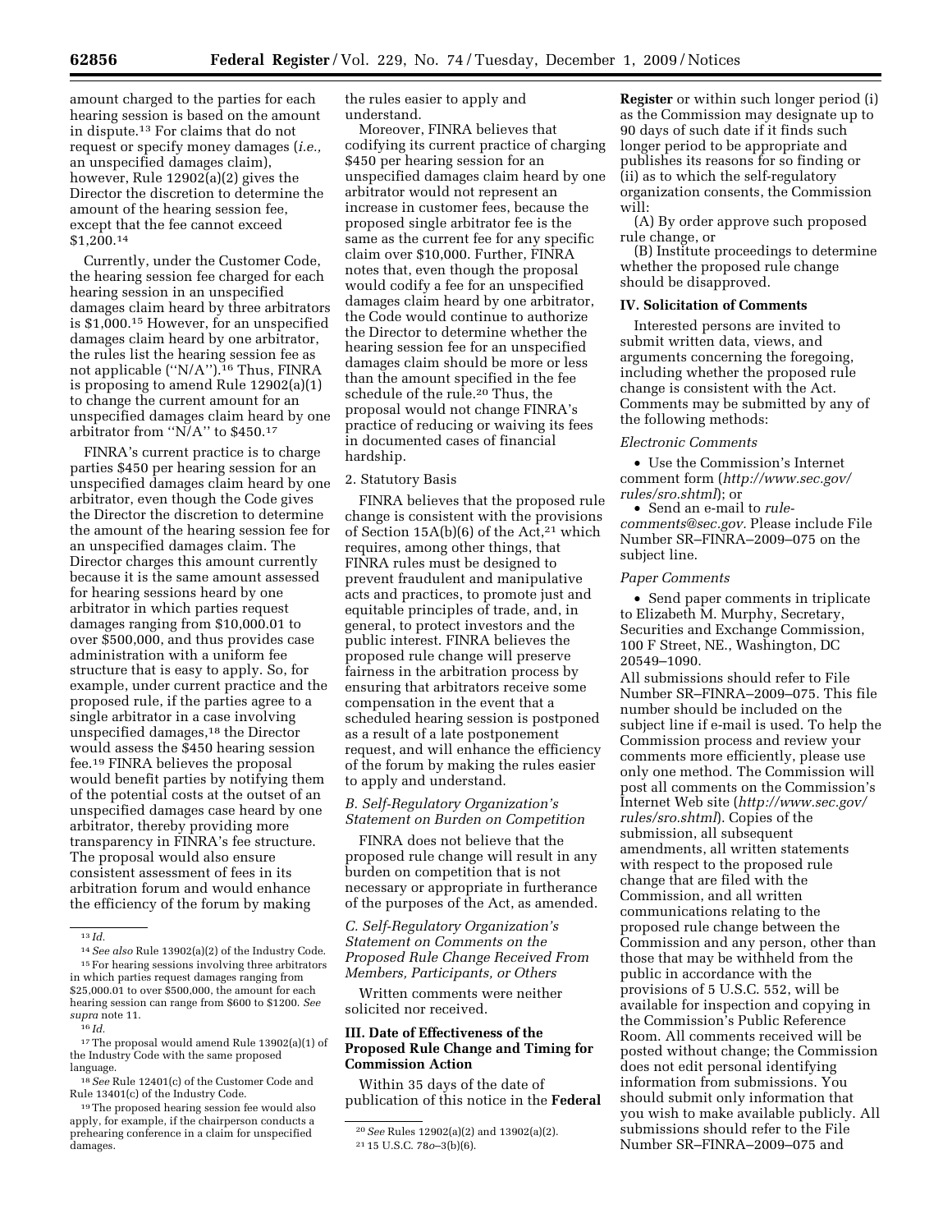amount charged to the parties for each hearing session is based on the amount in dispute.[13] For claims that do not request or specify money damages (*i.e.,* an unspecified damages claim), however, Rule 12902(a)(2) gives the Director the discretion to determine the amount of the hearing session fee, except that the fee cannot exceed $1,200.[14]

Currently, under the Customer Code, the hearing session fee charged for each hearing session in an unspecified damages claim heard by three arbitrators is $1,000.[15] However, for an unspecified damages claim heard by one arbitrator, the rules list the hearing session fee as not applicable (''N/A'').[16] Thus, FINRA is proposing to amend Rule 12902(a)(1) to change the current amount for an unspecified damages claim heard by one arbitrator from ''N/A'' to $450.[17]

FINRA's current practice is to charge parties $450 per hearing session for an unspecified damages claim heard by one arbitrator, even though the Code gives the Director the discretion to determine the amount of the hearing session fee for an unspecified damages claim. The Director charges this amount currently because it is the same amount assessed for hearing sessions heard by one arbitrator in which parties request damages ranging from $10,000.01 to over $500,000, and thus provides case administration with a uniform fee structure that is easy to apply. So, for example, under current practice and the proposed rule, if the parties agree to a single arbitrator in a case involving unspecified damages,[18] the Director would assess the $450 hearing session fee.[19] FINRA believes the proposal would benefit parties by notifying them of the potential costs at the outset of an unspecified damages case heard by one arbitrator, thereby providing more transparency in FINRA's fee structure. The proposal would also ensure consistent assessment of fees in its arbitration forum and would enhance the efficiency of the forum by making the rules easier to apply and understand.

Moreover, FINRA believes that codifying its current practice of charging $450 per hearing session for an unspecified damages claim heard by one arbitrator would not represent an increase in customer fees, because the proposed single arbitrator fee is the same as the current fee for any specific claim over $10,000. Further, FINRA notes that, even though the proposal would codify a fee for an unspecified damages claim heard by one arbitrator, the Code would continue to authorize the Director to determine whether the hearing session fee for an unspecified damages claim should be more or less than the amount specified in the fee schedule of the rule.[20] Thus, the proposal would not change FINRA's practice of reducing or waiving its fees in documented cases of financial hardship.

2. Statutory Basis

FINRA believes that the proposed rule change is consistent with the provisions of Section 15A(b)(6) of the Act,[21] which requires, among other things, that FINRA rules must be designed to prevent fraudulent and manipulative acts and practices, to promote just and equitable principles of trade, and, in general, to protect investors and the public interest. FINRA believes the proposed rule change will preserve fairness in the arbitration process by ensuring that arbitrators receive some compensation in the event that a scheduled hearing session is postponed as a result of a late postponement request, and will enhance the efficiency of the forum by making the rules easier to apply and understand.

*B. Self-Regulatory Organization's Statement on Burden on Competition*

FINRA does not believe that the proposed rule change will result in any burden on competition that is not necessary or appropriate in furtherance of the purposes of the Act, as amended.

*C. Self-Regulatory Organization's Statement on Comments on the Proposed Rule Change Received From Members, Participants, or Others*

Written comments were neither solicited nor received.

**III. Date of Effectiveness of the Proposed Rule Change and Timing for Commission Action**

Within 35 days of the date of publication of this notice in the **Federal Register** or within such longer period (i) as the Commission may designate up to 90 days of such date if it finds such longer period to be appropriate and publishes its reasons for so finding or (ii) as to which the self-regulatory organization consents, the Commission will:

(A) By order approve such proposed rule change, or

(B) Institute proceedings to determine whether the proposed rule change should be disapproved.

**IV. Solicitation of Comments**

Interested persons are invited to submit written data, views, and arguments concerning the foregoing, including whether the proposed rule change is consistent with the Act. Comments may be submitted by any of the following methods:

*Electronic Comments*

- Use the Commission's Internet comment form (*http://www.sec.gov/rules/sro.shtml*); or
- Send an e-mail to *rule-comments@sec.gov.* Please include File Number SR–FINRA–2009–075 on the subject line.

*Paper Comments*

- Send paper comments in triplicate to Elizabeth M. Murphy, Secretary, Securities and Exchange Commission, 100 F Street, NE., Washington, DC 20549–1090.

All submissions should refer to File Number SR–FINRA–2009–075. This file number should be included on the subject line if e-mail is used. To help the Commission process and review your comments more efficiently, please use only one method. The Commission will post all comments on the Commission's Internet Web site (*http://www.sec.gov/rules/sro.shtml*). Copies of the submission, all subsequent amendments, all written statements with respect to the proposed rule change that are filed with the Commission, and all written communications relating to the proposed rule change between the Commission and any person, other than those that may be withheld from the public in accordance with the provisions of 5 U.S.C. 552, will be available for inspection and copying in the Commission's Public Reference Room. All comments received will be posted without change; the Commission does not edit personal identifying information from submissions. You should submit only information that you wish to make available publicly. All submissions should refer to the File Number SR–FINRA–2009–075 and

---

[13] *Id.*

[14] *See also* Rule 13902(a)(2) of the Industry Code.

[15] For hearing sessions involving three arbitrators in which parties request damages ranging from $25,000.01 to over $500,000, the amount for each hearing session can range from $600 to $1200. *See supra* note 11.

[16] *Id.*

[17] The proposal would amend Rule 13902(a)(1) of the Industry Code with the same proposed language.

[18] *See* Rule 12401(c) of the Customer Code and Rule 13401(c) of the Industry Code.

[19] The proposed hearing session fee would also apply, for example, if the chairperson conducts a prehearing conference in a claim for unspecified damages.

[20] *See* Rules 12902(a)(2) and 13902(a)(2).

[21] 15 U.S.C. 78*o*–3(b)(6).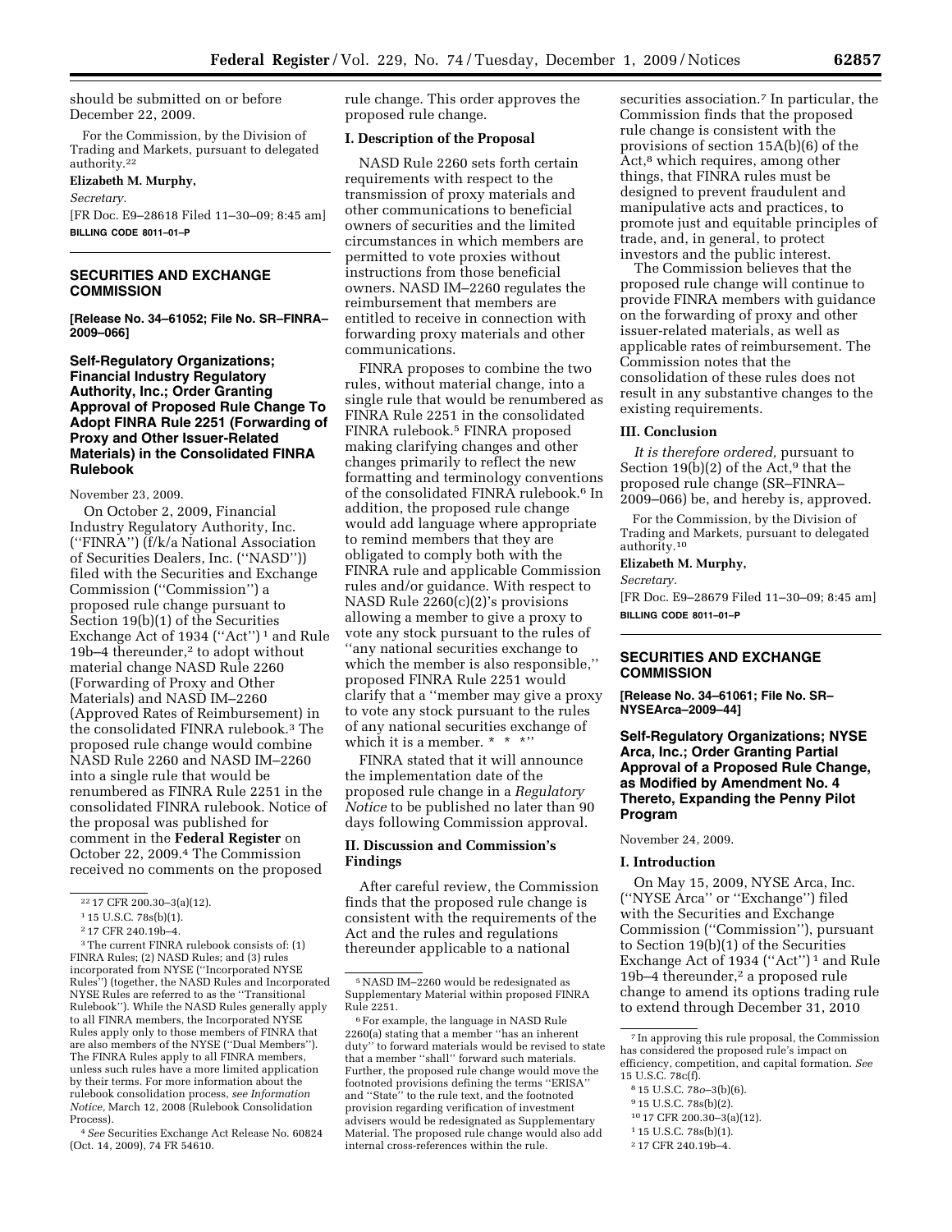should be submitted on or before December 22, 2009.

For the Commission, by the Division of Trading and Markets, pursuant to delegated authority.[22]

**Elizabeth M. Murphy,**

*Secretary.*

[FR Doc. E9–28618 Filed 11–30–09; 8:45 am]

**BILLING CODE 8011–01–P**

---

## SECURITIES AND EXCHANGE COMMISSION

**[Release No. 34–61052; File No. SR–FINRA–2009–066]**

### Self-Regulatory Organizations; Financial Industry Regulatory Authority, Inc.; Order Granting Approval of Proposed Rule Change To Adopt FINRA Rule 2251 (Forwarding of Proxy and Other Issuer-Related Materials) in the Consolidated FINRA Rulebook

November 23, 2009.

On October 2, 2009, Financial Industry Regulatory Authority, Inc. (''FINRA'') (f/k/a National Association of Securities Dealers, Inc. (''NASD'')) filed with the Securities and Exchange Commission (''Commission'') a proposed rule change pursuant to Section 19(b)(1) of the Securities Exchange Act of 1934 (''Act'')[1] and Rule 19b–4 thereunder,[2] to adopt without material change NASD Rule 2260 (Forwarding of Proxy and Other Materials) and NASD IM–2260 (Approved Rates of Reimbursement) in the consolidated FINRA rulebook.[3] The proposed rule change would combine NASD Rule 2260 and NASD IM–2260 into a single rule that would be renumbered as FINRA Rule 2251 in the consolidated FINRA rulebook. Notice of the proposal was published for comment in the **Federal Register** on October 22, 2009.[4] The Commission received no comments on the proposed rule change. This order approves the proposed rule change.

#### I. Description of the Proposal

NASD Rule 2260 sets forth certain requirements with respect to the transmission of proxy materials and other communications to beneficial owners of securities and the limited circumstances in which members are permitted to vote proxies without instructions from those beneficial owners. NASD IM–2260 regulates the reimbursement that members are entitled to receive in connection with forwarding proxy materials and other communications.

FINRA proposes to combine the two rules, without material change, into a single rule that would be renumbered as FINRA Rule 2251 in the consolidated FINRA rulebook.[5] FINRA proposed making clarifying changes and other changes primarily to reflect the new formatting and terminology conventions of the consolidated FINRA rulebook.[6] In addition, the proposed rule change would add language where appropriate to remind members that they are obligated to comply both with the FINRA rule and applicable Commission rules and/or guidance. With respect to NASD Rule 2260(c)(2)'s provisions allowing a member to give a proxy to vote any stock pursuant to the rules of ''any national securities exchange to which the member is also responsible,'' proposed FINRA Rule 2251 would clarify that a ''member may give a proxy to vote any stock pursuant to the rules of any national securities exchange of which it is a member. * * *''

FINRA stated that it will announce the implementation date of the proposed rule change in a *Regulatory Notice* to be published no later than 90 days following Commission approval.

#### II. Discussion and Commission's Findings

After careful review, the Commission finds that the proposed rule change is consistent with the requirements of the Act and the rules and regulations thereunder applicable to a national securities association.[7] In particular, the Commission finds that the proposed rule change is consistent with the provisions of section 15A(b)(6) of the Act,[8] which requires, among other things, that FINRA rules must be designed to prevent fraudulent and manipulative acts and practices, to promote just and equitable principles of trade, and, in general, to protect investors and the public interest.

The Commission believes that the proposed rule change will continue to provide FINRA members with guidance on the forwarding of proxy and other issuer-related materials, as well as applicable rates of reimbursement. The Commission notes that the consolidation of these rules does not result in any substantive changes to the existing requirements.

#### III. Conclusion

*It is therefore ordered,* pursuant to Section 19(b)(2) of the Act,[9] that the proposed rule change (SR–FINRA–2009–066) be, and hereby is, approved.

For the Commission, by the Division of Trading and Markets, pursuant to delegated authority.[10]

**Elizabeth M. Murphy,**

*Secretary.*

[FR Doc. E9–28679 Filed 11–30–09; 8:45 am]

**BILLING CODE 8011–01–P**

---

[22] 17 CFR 200.30–3(a)(12).

[1] 15 U.S.C. 78s(b)(1).

[2] 17 CFR 240.19b–4.

[3] The current FINRA rulebook consists of: (1) FINRA Rules; (2) NASD Rules; and (3) rules incorporated from NYSE (''Incorporated NYSE Rules'') (together, the NASD Rules and Incorporated NYSE Rules are referred to as the ''Transitional Rulebook''). While the NASD Rules generally apply to all FINRA members, the Incorporated NYSE Rules apply only to those members of FINRA that are also members of the NYSE (''Dual Members''). The FINRA Rules apply to all FINRA members, unless such rules have a more limited application by their terms. For more information about the rulebook consolidation process, *see Information Notice,* March 12, 2008 (Rulebook Consolidation Process).

[4] *See* Securities Exchange Act Release No. 60824 (Oct. 14, 2009), 74 FR 54610.

[5] NASD IM–2260 would be redesignated as Supplementary Material within proposed FINRA Rule 2251.

[6] For example, the language in NASD Rule 2260(a) stating that a member ''has an inherent duty'' to forward materials would be revised to state that a member ''shall'' forward such materials. Further, the proposed rule change would move the footnoted provisions defining the terms ''ERISA'' and ''State'' to the rule text, and the footnoted provision regarding verification of investment advisers would be redesignated as Supplementary Material. The proposed rule change would also add internal cross-references within the rule.

[7] In approving this rule proposal, the Commission has considered the proposed rule's impact on efficiency, competition, and capital formation. *See* 15 U.S.C. 78c(f).

[8] 15 U.S.C. 78*o*–3(b)(6).

[9] 15 U.S.C. 78s(b)(2).

[10] 17 CFR 200.30–3(a)(12).

---

## SECURITIES AND EXCHANGE COMMISSION

**[Release No. 34–61061; File No. SR–NYSEArca–2009–44]**

### Self-Regulatory Organizations; NYSE Arca, Inc.; Order Granting Partial Approval of a Proposed Rule Change, as Modified by Amendment No. 4 Thereto, Expanding the Penny Pilot Program

November 24, 2009.

#### I. Introduction

On May 15, 2009, NYSE Arca, Inc. (''NYSE Arca'' or ''Exchange'') filed with the Securities and Exchange Commission (''Commission''), pursuant to Section 19(b)(1) of the Securities Exchange Act of 1934 (''Act'')[1] and Rule 19b–4 thereunder,[2] a proposed rule change to amend its options trading rule to extend through December 31, 2010

[1] 15 U.S.C. 78s(b)(1).

[2] 17 CFR 240.19b–4.